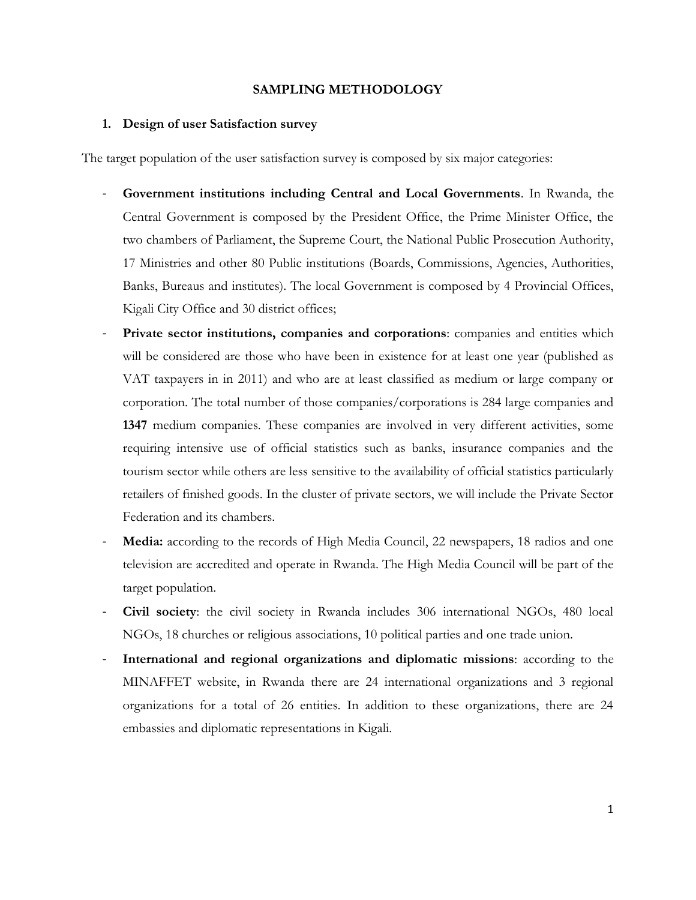# SAMPLING METHODOLOGY

## 1. Design of user Satisfaction survey

The target population of the user satisfaction survey is composed by six major categories:

- **Government institutions including Central and Local Governments**. In Rwanda, the Central Government is composed by the President Office, the Prime Minister Office, the two chambers of Parliament, the Supreme Court, the National Public Prosecution Authority, 17 Ministries and other 80 Public institutions (Boards, Commissions, Agencies, Authorities, Banks, Bureaus and institutes). The local Government is composed by 4 Provincial Offices, Kigali City Office and 30 district offices;
- **Private sector institutions, companies and corporations**: companies and entities which will be considered are those who have been in existence for at least one year (published as VAT taxpayers in in 2011) and who are at least classified as medium or large company or corporation. The total number of those companies/corporations is 284 large companies and **1347** medium companies. These companies are involved in very different activities, some requiring intensive use of official statistics such as banks, insurance companies and the tourism sector while others are less sensitive to the availability of official statistics particularly retailers of finished goods. In the cluster of private sectors, we will include the Private Sector Federation and its chambers.
- **Media:** according to the records of High Media Council, 22 newspapers, 18 radios and one television are accredited and operate in Rwanda. The High Media Council will be part of the target population.
- **Civil society**: the civil society in Rwanda includes 306 international NGOs, 480 local NGOs, 18 churches or religious associations, 10 political parties and one trade union.
- **International and regional organizations and diplomatic missions**: according to the MINAFFET website, in Rwanda there are 24 international organizations and 3 regional organizations for a total of 26 entities. In addition to these organizations, there are 24 embassies and diplomatic representations in Kigali.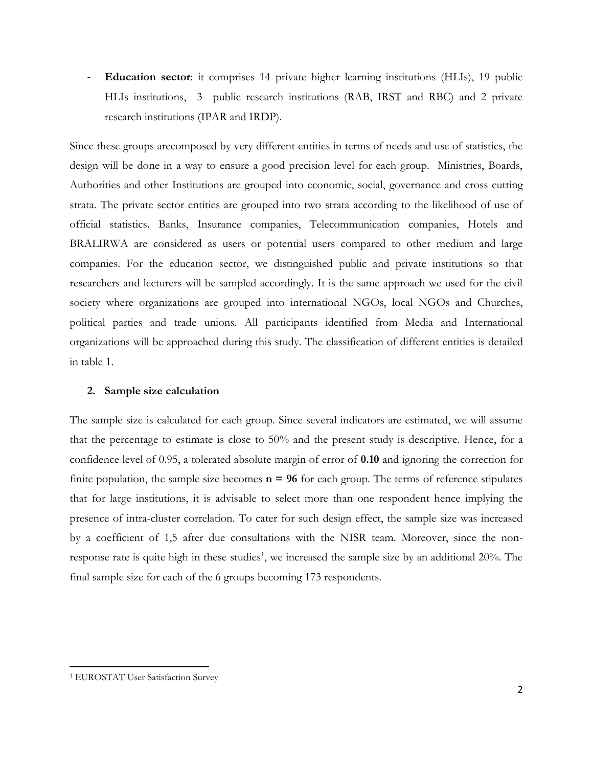- **Education sector**: it comprises 14 private higher learning institutions (HLIs), 19 public HLIs institutions, 3 public research institutions (RAB, IRST and RBC) and 2 private research institutions (IPAR and IRDP).

Since these groups arecomposed by very different entities in terms of needs and use of statistics, the design will be done in a way to ensure a good precision level for each group. Ministries, Boards, Authorities and other Institutions are grouped into economic, social, governance and cross cutting strata. The private sector entities are grouped into two strata according to the likelihood of use of official statistics. Banks, Insurance companies, Telecommunication companies, Hotels and BRALIRWA are considered as users or potential users compared to other medium and large companies. For the education sector, we distinguished public and private institutions so that researchers and lecturers will be sampled accordingly. It is the same approach we used for the civil society where organizations are grouped into international NGOs, local NGOs and Churches, political parties and trade unions. All participants identified from Media and International organizations will be approached during this study. The classification of different entities is detailed in table 1.

## 2. Sample size calculation

The sample size is calculated for each group. Since several indicators are estimated, we will assume that the percentage to estimate is close to 50% and the present study is descriptive. Hence, for a confidence level of 0.95, a tolerated absolute margin of error of **0.10** and ignoring the correction for finite population, the sample size becomes **n = 96** for each group. The terms of reference stipulates that for large institutions, it is advisable to select more than one respondent hence implying the presence of intra-cluster correlation. To cater for such design effect, the sample size was increased by a coefficient of 1,5 after due consultations with the NISR team. Moreover, since the non-response rate is quite high in these studies[1], we increased the sample size by an additional 20%. The final sample size for each of the 6 groups becoming 173 respondents.

[1] EUROSTAT User Satisfaction Survey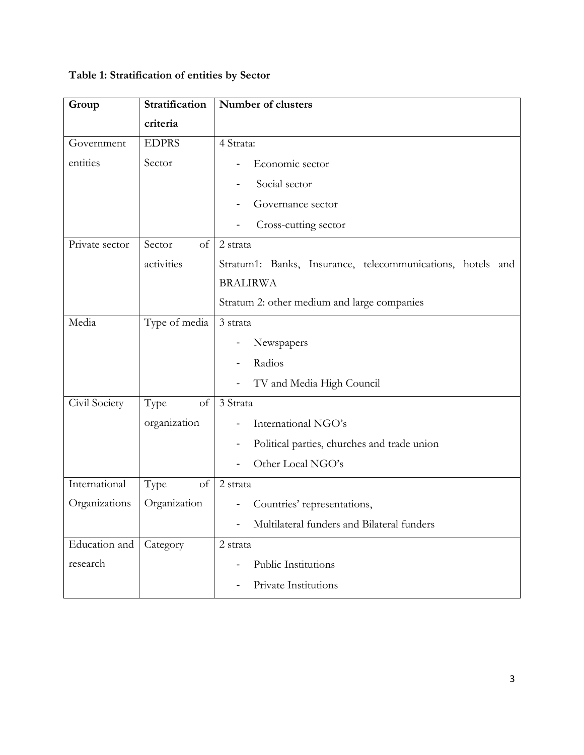**Table 1: Stratification of entities by Sector**

| Group | Stratification criteria | Number of clusters |
|---|---|---|
| Government entities | EDPRS Sector | 4 Strata:<br>- Economic sector<br>- Social sector<br>- Governance sector<br>- Cross-cutting sector |
| Private sector | Sector of activities | 2 strata<br>Stratum1: Banks, Insurance, telecommunications, hotels and BRALIRWA<br>Stratum 2: other medium and large companies |
| Media | Type of media | 3 strata<br>- Newspapers<br>- Radios<br>- TV and Media High Council |
| Civil Society | Type of organization | 3 Strata<br>- International NGO's<br>- Political parties, churches and trade union<br>- Other Local NGO's |
| International Organizations | Type of Organization | 2 strata<br>- Countries' representations,<br>- Multilateral funders and Bilateral funders |
| Education and research | Category | 2 strata<br>- Public Institutions<br>- Private Institutions |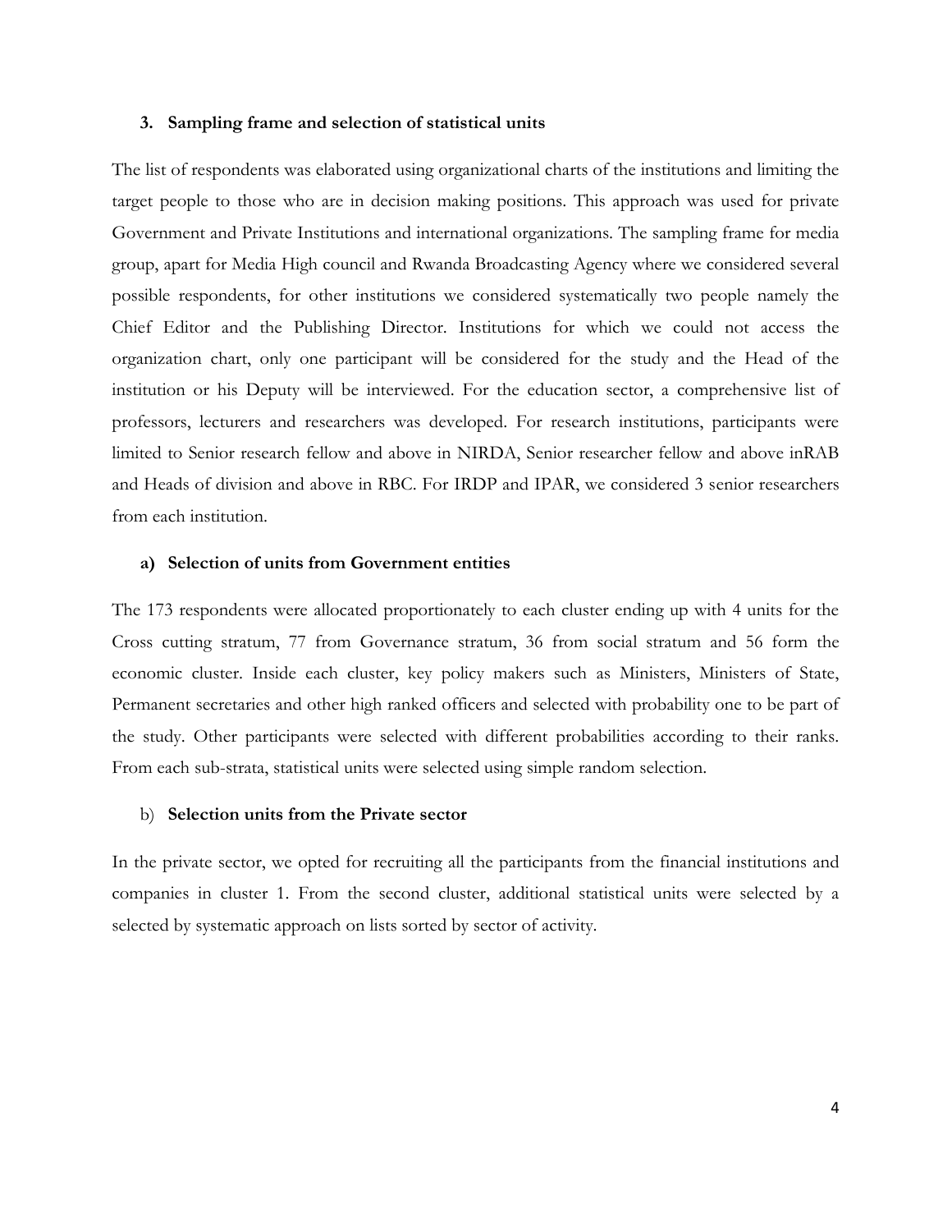### 3. Sampling frame and selection of statistical units

The list of respondents was elaborated using organizational charts of the institutions and limiting the target people to those who are in decision making positions. This approach was used for private Government and Private Institutions and international organizations. The sampling frame for media group, apart for Media High council and Rwanda Broadcasting Agency where we considered several possible respondents, for other institutions we considered systematically two people namely the Chief Editor and the Publishing Director. Institutions for which we could not access the organization chart, only one participant will be considered for the study and the Head of the institution or his Deputy will be interviewed. For the education sector, a comprehensive list of professors, lecturers and researchers was developed. For research institutions, participants were limited to Senior research fellow and above in NIRDA, Senior researcher fellow and above inRAB and Heads of division and above in RBC. For IRDP and IPAR, we considered 3 senior researchers from each institution.

#### a) Selection of units from Government entities

The 173 respondents were allocated proportionately to each cluster ending up with 4 units for the Cross cutting stratum, 77 from Governance stratum, 36 from social stratum and 56 form the economic cluster. Inside each cluster, key policy makers such as Ministers, Ministers of State, Permanent secretaries and other high ranked officers and selected with probability one to be part of the study. Other participants were selected with different probabilities according to their ranks. From each sub-strata, statistical units were selected using simple random selection.

#### b) Selection units from the Private sector

In the private sector, we opted for recruiting all the participants from the financial institutions and companies in cluster 1. From the second cluster, additional statistical units were selected by a selected by systematic approach on lists sorted by sector of activity.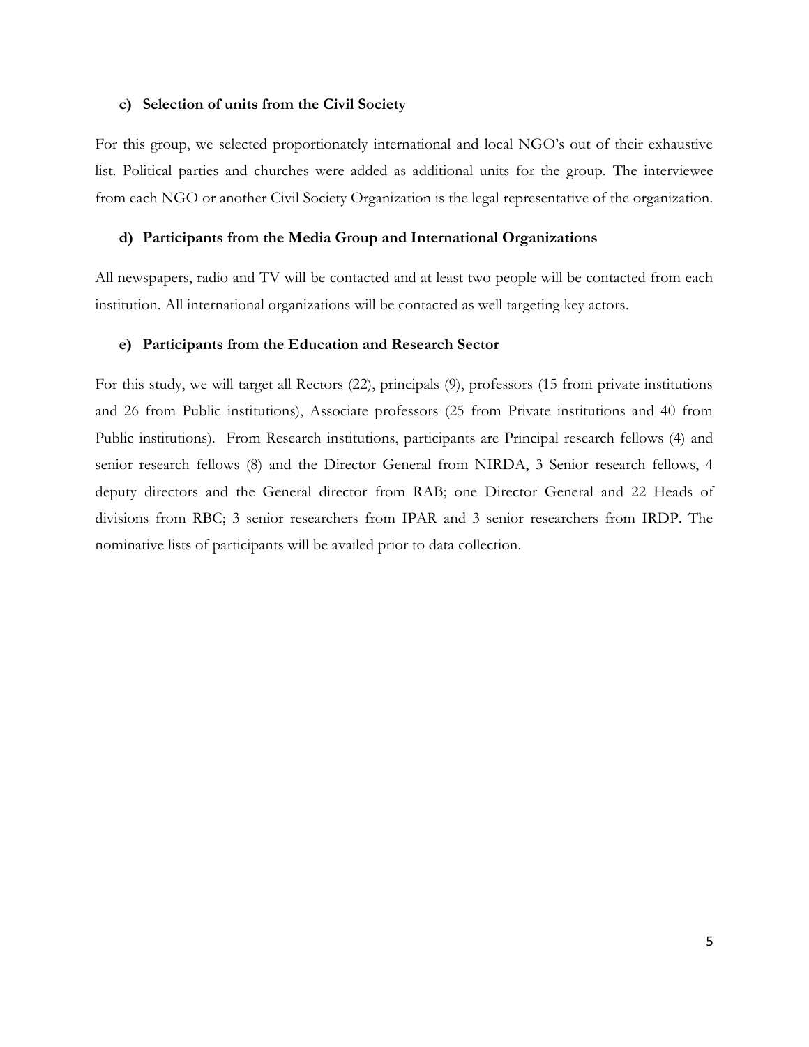**c) Selection of units from the Civil Society**

For this group, we selected proportionately international and local NGO's out of their exhaustive list. Political parties and churches were added as additional units for the group. The interviewee from each NGO or another Civil Society Organization is the legal representative of the organization.

**d) Participants from the Media Group and International Organizations**

All newspapers, radio and TV will be contacted and at least two people will be contacted from each institution. All international organizations will be contacted as well targeting key actors.

**e) Participants from the Education and Research Sector**

For this study, we will target all Rectors (22), principals (9), professors (15 from private institutions and 26 from Public institutions), Associate professors (25 from Private institutions and 40 from Public institutions). From Research institutions, participants are Principal research fellows (4) and senior research fellows (8) and the Director General from NIRDA, 3 Senior research fellows, 4 deputy directors and the General director from RAB; one Director General and 22 Heads of divisions from RBC; 3 senior researchers from IPAR and 3 senior researchers from IRDP. The nominative lists of participants will be availed prior to data collection.